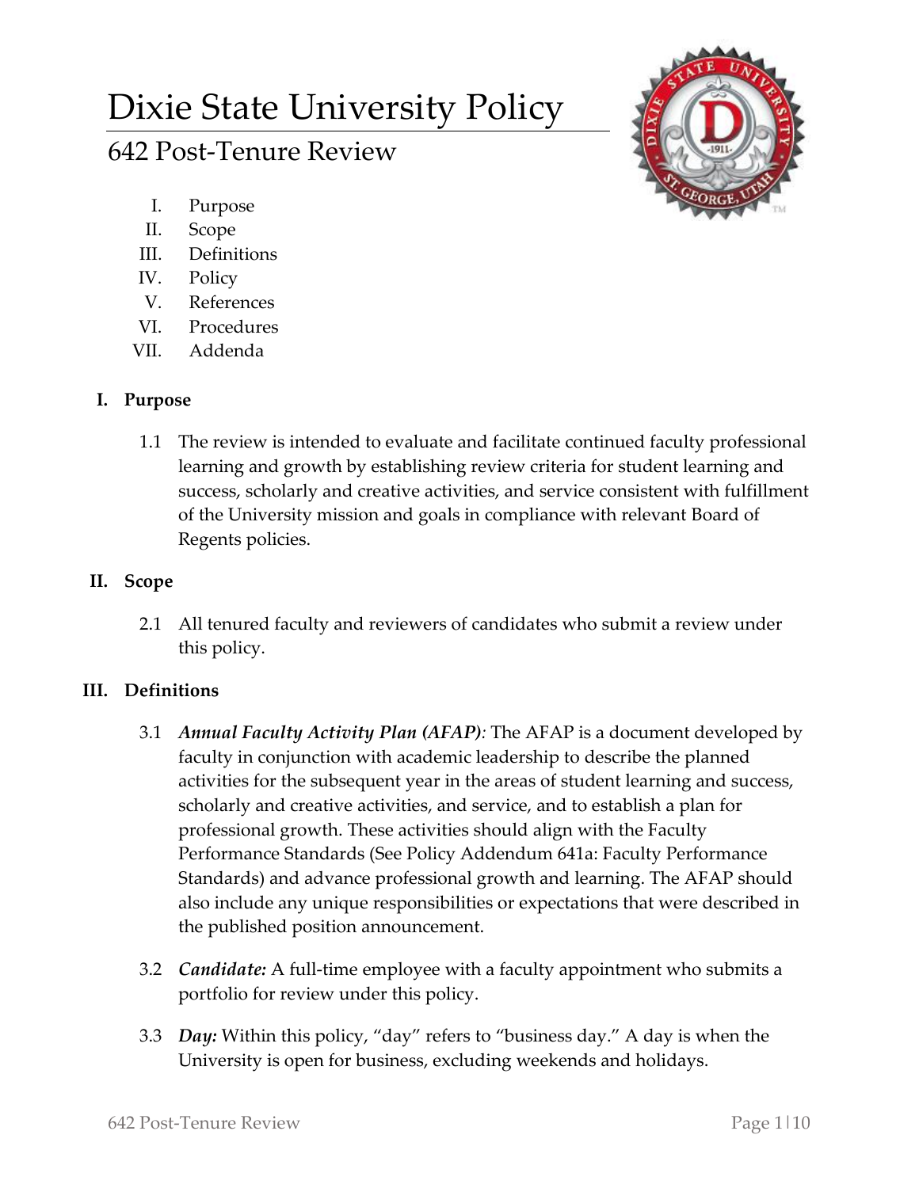# Dixie State University Policy

## 642 Post-Tenure Review

I. Purpose
II. Scope
III. Definitions
IV. Policy
V. References
VI. Procedures
VII. Addenda

### I. Purpose

1.1 The review is intended to evaluate and facilitate continued faculty professional learning and growth by establishing review criteria for student learning and success, scholarly and creative activities, and service consistent with fulfillment of the University mission and goals in compliance with relevant Board of Regents policies.

### II. Scope

2.1 All tenured faculty and reviewers of candidates who submit a review under this policy.

### III. Definitions

3.1 ***Annual Faculty Activity Plan (AFAP)****:* The AFAP is a document developed by faculty in conjunction with academic leadership to describe the planned activities for the subsequent year in the areas of student learning and success, scholarly and creative activities, and service, and to establish a plan for professional growth. These activities should align with the Faculty Performance Standards (See Policy Addendum 641a: Faculty Performance Standards) and advance professional growth and learning. The AFAP should also include any unique responsibilities or expectations that were described in the published position announcement.

3.2 ***Candidate:*** A full-time employee with a faculty appointment who submits a portfolio for review under this policy.

3.3 ***Day:*** Within this policy, "day" refers to "business day." A day is when the University is open for business, excluding weekends and holidays.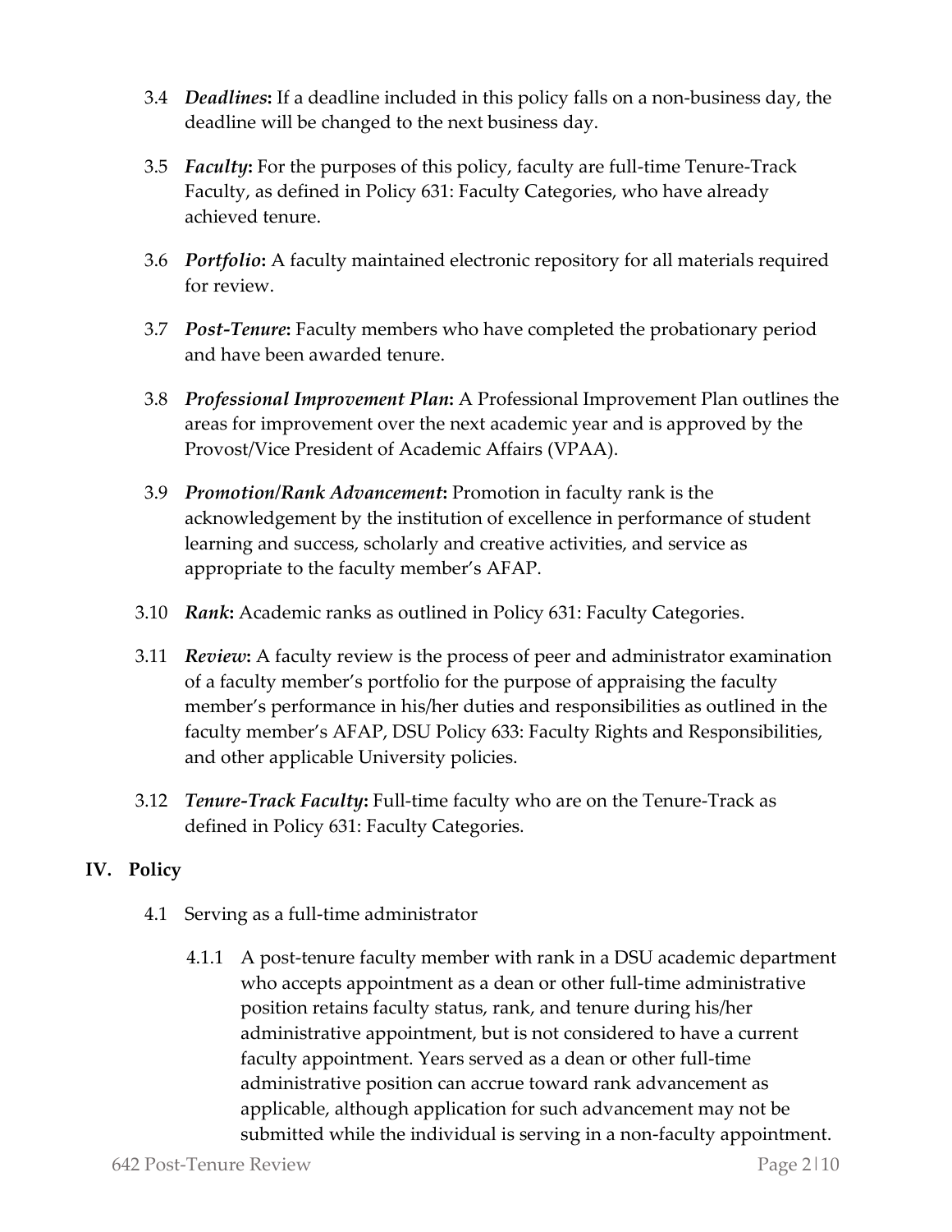3.4 ***Deadlines*:** If a deadline included in this policy falls on a non-business day, the deadline will be changed to the next business day.

3.5 ***Faculty*:** For the purposes of this policy, faculty are full-time Tenure-Track Faculty, as defined in Policy 631: Faculty Categories, who have already achieved tenure.

3.6 ***Portfolio*:** A faculty maintained electronic repository for all materials required for review.

3.7 ***Post-Tenure*:** Faculty members who have completed the probationary period and have been awarded tenure.

3.8 ***Professional Improvement Plan*:** A Professional Improvement Plan outlines the areas for improvement over the next academic year and is approved by the Provost/Vice President of Academic Affairs (VPAA).

3.9 ***Promotion/Rank Advancement*:** Promotion in faculty rank is the acknowledgement by the institution of excellence in performance of student learning and success, scholarly and creative activities, and service as appropriate to the faculty member's AFAP.

3.10 ***Rank*:** Academic ranks as outlined in Policy 631: Faculty Categories.

3.11 ***Review*:** A faculty review is the process of peer and administrator examination of a faculty member's portfolio for the purpose of appraising the faculty member's performance in his/her duties and responsibilities as outlined in the faculty member's AFAP, DSU Policy 633: Faculty Rights and Responsibilities, and other applicable University policies.

3.12 ***Tenure-Track Faculty*:** Full-time faculty who are on the Tenure-Track as defined in Policy 631: Faculty Categories.

## IV. Policy

4.1 Serving as a full-time administrator

4.1.1 A post-tenure faculty member with rank in a DSU academic department who accepts appointment as a dean or other full-time administrative position retains faculty status, rank, and tenure during his/her administrative appointment, but is not considered to have a current faculty appointment. Years served as a dean or other full-time administrative position can accrue toward rank advancement as applicable, although application for such advancement may not be submitted while the individual is serving in a non-faculty appointment.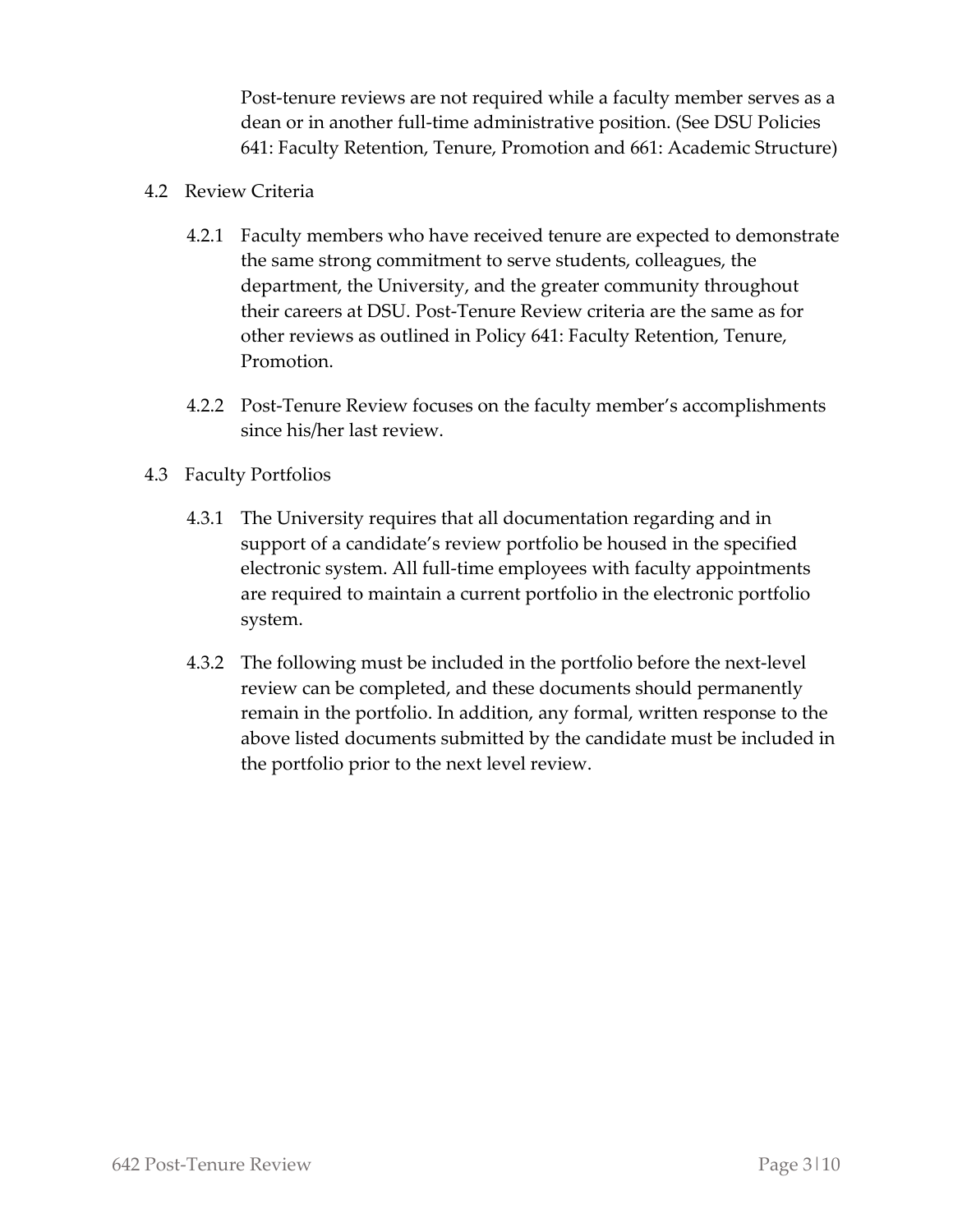Post-tenure reviews are not required while a faculty member serves as a dean or in another full-time administrative position. (See DSU Policies 641: Faculty Retention, Tenure, Promotion and 661: Academic Structure)

4.2 Review Criteria

4.2.1 Faculty members who have received tenure are expected to demonstrate the same strong commitment to serve students, colleagues, the department, the University, and the greater community throughout their careers at DSU. Post-Tenure Review criteria are the same as for other reviews as outlined in Policy 641: Faculty Retention, Tenure, Promotion.

4.2.2 Post-Tenure Review focuses on the faculty member's accomplishments since his/her last review.

4.3 Faculty Portfolios

4.3.1 The University requires that all documentation regarding and in support of a candidate's review portfolio be housed in the specified electronic system. All full-time employees with faculty appointments are required to maintain a current portfolio in the electronic portfolio system.

4.3.2 The following must be included in the portfolio before the next-level review can be completed, and these documents should permanently remain in the portfolio. In addition, any formal, written response to the above listed documents submitted by the candidate must be included in the portfolio prior to the next level review.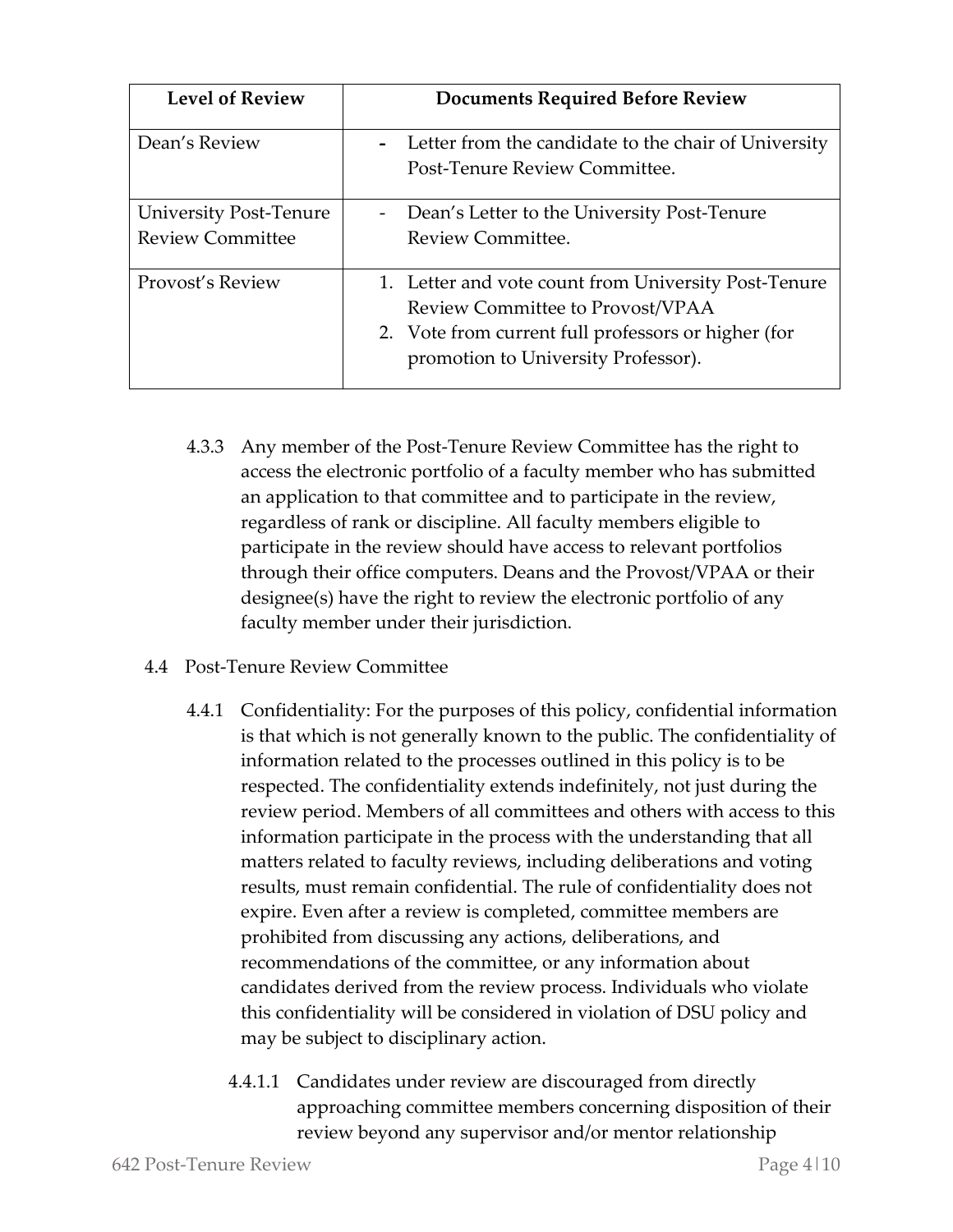| Level of Review | Documents Required Before Review |
| --- | --- |
| Dean's Review | - Letter from the candidate to the chair of University Post-Tenure Review Committee. |
| University Post-Tenure Review Committee | - Dean's Letter to the University Post-Tenure Review Committee. |
| Provost's Review | 1. Letter and vote count from University Post-Tenure Review Committee to Provost/VPAA<br>2. Vote from current full professors or higher (for promotion to University Professor). |

4.3.3 Any member of the Post-Tenure Review Committee has the right to access the electronic portfolio of a faculty member who has submitted an application to that committee and to participate in the review, regardless of rank or discipline. All faculty members eligible to participate in the review should have access to relevant portfolios through their office computers. Deans and the Provost/VPAA or their designee(s) have the right to review the electronic portfolio of any faculty member under their jurisdiction.

4.4 Post-Tenure Review Committee

4.4.1 Confidentiality: For the purposes of this policy, confidential information is that which is not generally known to the public. The confidentiality of information related to the processes outlined in this policy is to be respected. The confidentiality extends indefinitely, not just during the review period. Members of all committees and others with access to this information participate in the process with the understanding that all matters related to faculty reviews, including deliberations and voting results, must remain confidential. The rule of confidentiality does not expire. Even after a review is completed, committee members are prohibited from discussing any actions, deliberations, and recommendations of the committee, or any information about candidates derived from the review process. Individuals who violate this confidentiality will be considered in violation of DSU policy and may be subject to disciplinary action.

4.4.1.1 Candidates under review are discouraged from directly approaching committee members concerning disposition of their review beyond any supervisor and/or mentor relationship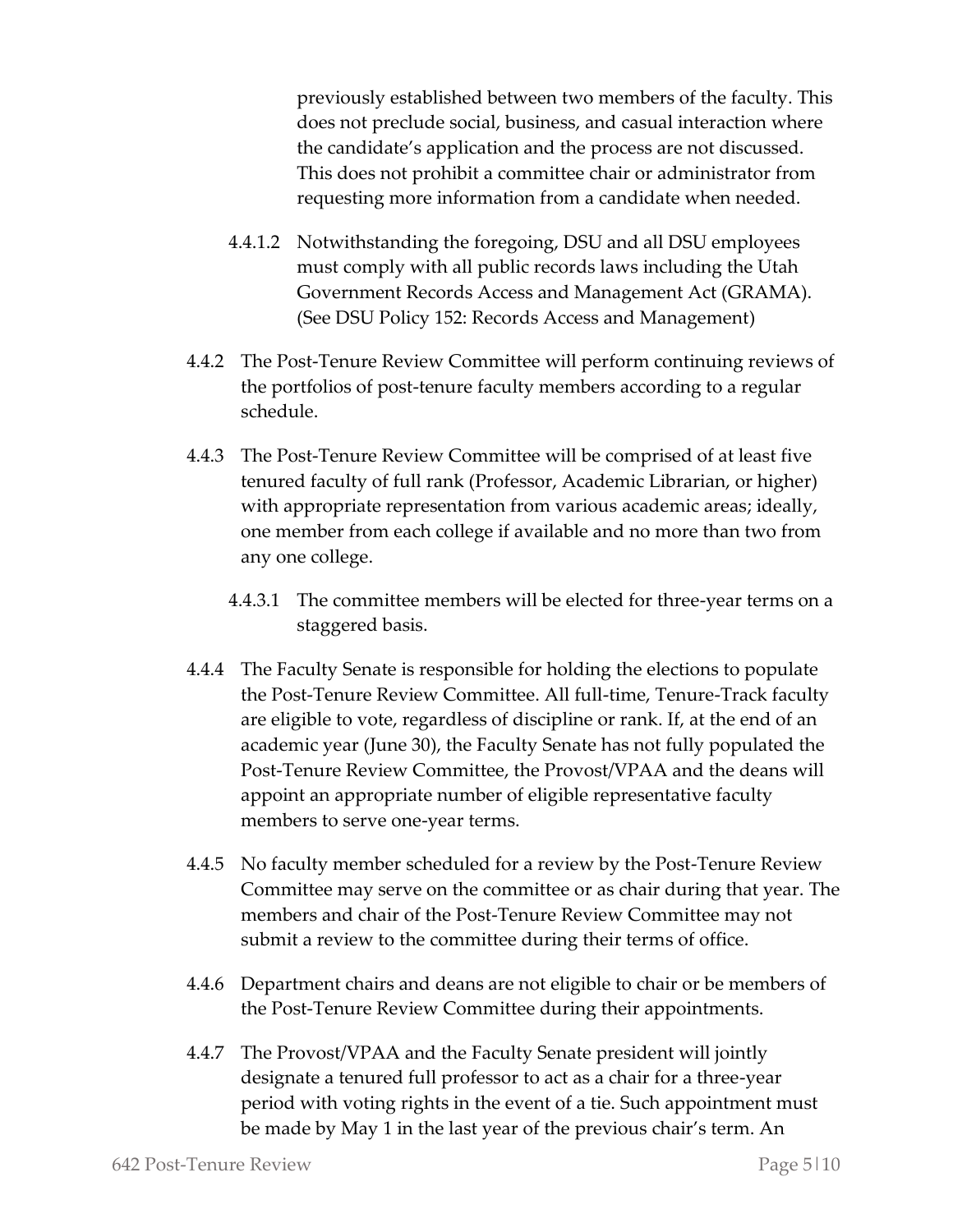previously established between two members of the faculty. This does not preclude social, business, and casual interaction where the candidate's application and the process are not discussed. This does not prohibit a committee chair or administrator from requesting more information from a candidate when needed.

4.4.1.2 Notwithstanding the foregoing, DSU and all DSU employees must comply with all public records laws including the Utah Government Records Access and Management Act (GRAMA). (See DSU Policy 152: Records Access and Management)

4.4.2 The Post-Tenure Review Committee will perform continuing reviews of the portfolios of post-tenure faculty members according to a regular schedule.

4.4.3 The Post-Tenure Review Committee will be comprised of at least five tenured faculty of full rank (Professor, Academic Librarian, or higher) with appropriate representation from various academic areas; ideally, one member from each college if available and no more than two from any one college.

4.4.3.1 The committee members will be elected for three-year terms on a staggered basis.

4.4.4 The Faculty Senate is responsible for holding the elections to populate the Post-Tenure Review Committee. All full-time, Tenure-Track faculty are eligible to vote, regardless of discipline or rank. If, at the end of an academic year (June 30), the Faculty Senate has not fully populated the Post-Tenure Review Committee, the Provost/VPAA and the deans will appoint an appropriate number of eligible representative faculty members to serve one-year terms.

4.4.5 No faculty member scheduled for a review by the Post-Tenure Review Committee may serve on the committee or as chair during that year. The members and chair of the Post-Tenure Review Committee may not submit a review to the committee during their terms of office.

4.4.6 Department chairs and deans are not eligible to chair or be members of the Post-Tenure Review Committee during their appointments.

4.4.7 The Provost/VPAA and the Faculty Senate president will jointly designate a tenured full professor to act as a chair for a three-year period with voting rights in the event of a tie. Such appointment must be made by May 1 in the last year of the previous chair's term. An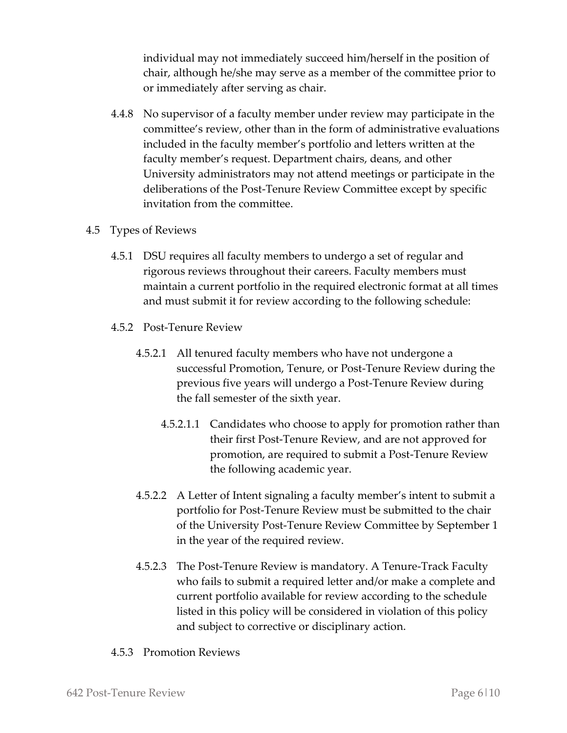individual may not immediately succeed him/herself in the position of chair, although he/she may serve as a member of the committee prior to or immediately after serving as chair.

4.4.8 No supervisor of a faculty member under review may participate in the committee's review, other than in the form of administrative evaluations included in the faculty member's portfolio and letters written at the faculty member's request. Department chairs, deans, and other University administrators may not attend meetings or participate in the deliberations of the Post-Tenure Review Committee except by specific invitation from the committee.

4.5 Types of Reviews

4.5.1 DSU requires all faculty members to undergo a set of regular and rigorous reviews throughout their careers. Faculty members must maintain a current portfolio in the required electronic format at all times and must submit it for review according to the following schedule:

4.5.2 Post-Tenure Review

4.5.2.1 All tenured faculty members who have not undergone a successful Promotion, Tenure, or Post-Tenure Review during the previous five years will undergo a Post-Tenure Review during the fall semester of the sixth year.

4.5.2.1.1 Candidates who choose to apply for promotion rather than their first Post-Tenure Review, and are not approved for promotion, are required to submit a Post-Tenure Review the following academic year.

4.5.2.2 A Letter of Intent signaling a faculty member's intent to submit a portfolio for Post-Tenure Review must be submitted to the chair of the University Post-Tenure Review Committee by September 1 in the year of the required review.

4.5.2.3 The Post-Tenure Review is mandatory. A Tenure-Track Faculty who fails to submit a required letter and/or make a complete and current portfolio available for review according to the schedule listed in this policy will be considered in violation of this policy and subject to corrective or disciplinary action.

4.5.3 Promotion Reviews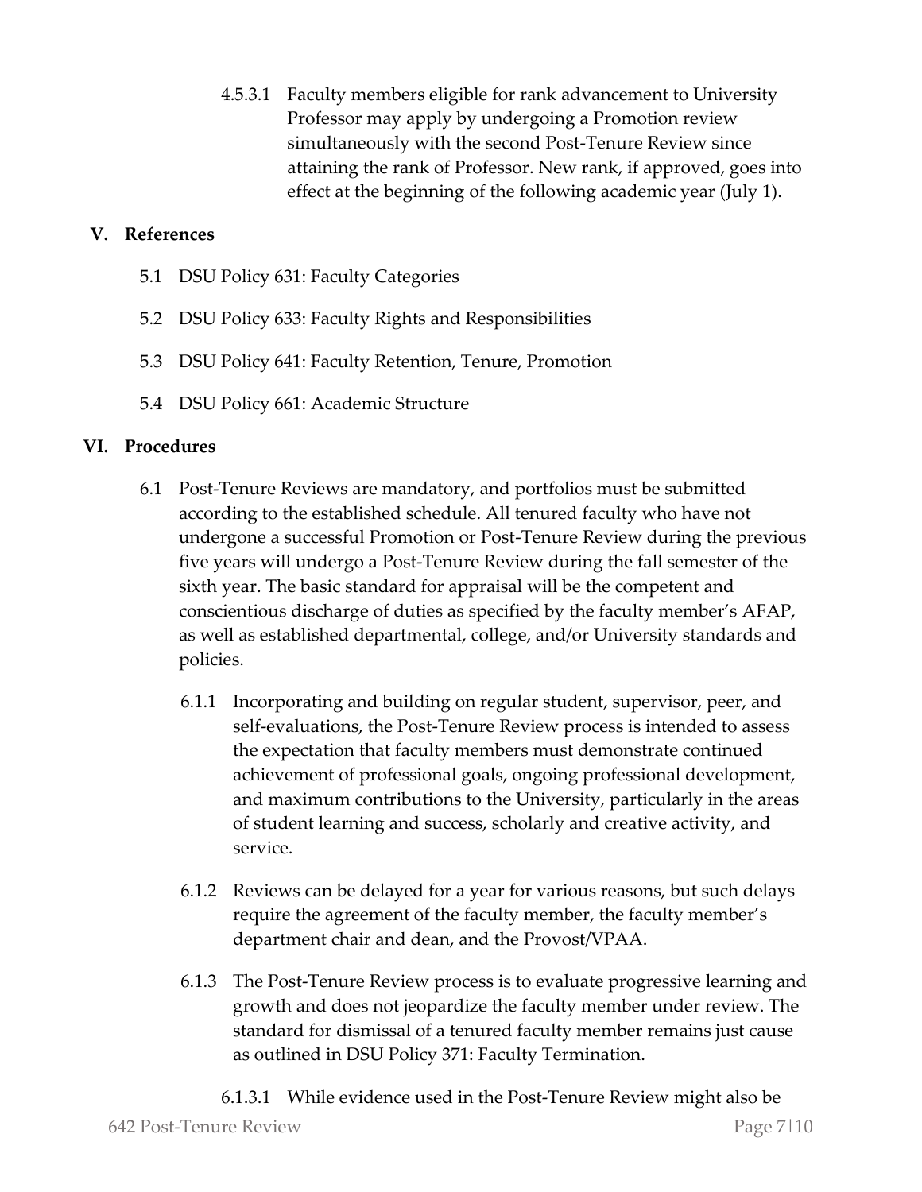4.5.3.1 Faculty members eligible for rank advancement to University Professor may apply by undergoing a Promotion review simultaneously with the second Post-Tenure Review since attaining the rank of Professor. New rank, if approved, goes into effect at the beginning of the following academic year (July 1).

## V. References

5.1 DSU Policy 631: Faculty Categories

5.2 DSU Policy 633: Faculty Rights and Responsibilities

5.3 DSU Policy 641: Faculty Retention, Tenure, Promotion

5.4 DSU Policy 661: Academic Structure

## VI. Procedures

6.1 Post-Tenure Reviews are mandatory, and portfolios must be submitted according to the established schedule. All tenured faculty who have not undergone a successful Promotion or Post-Tenure Review during the previous five years will undergo a Post-Tenure Review during the fall semester of the sixth year. The basic standard for appraisal will be the competent and conscientious discharge of duties as specified by the faculty member's AFAP, as well as established departmental, college, and/or University standards and policies.

6.1.1 Incorporating and building on regular student, supervisor, peer, and self-evaluations, the Post-Tenure Review process is intended to assess the expectation that faculty members must demonstrate continued achievement of professional goals, ongoing professional development, and maximum contributions to the University, particularly in the areas of student learning and success, scholarly and creative activity, and service.

6.1.2 Reviews can be delayed for a year for various reasons, but such delays require the agreement of the faculty member, the faculty member's department chair and dean, and the Provost/VPAA.

6.1.3 The Post-Tenure Review process is to evaluate progressive learning and growth and does not jeopardize the faculty member under review. The standard for dismissal of a tenured faculty member remains just cause as outlined in DSU Policy 371: Faculty Termination.

6.1.3.1 While evidence used in the Post-Tenure Review might also be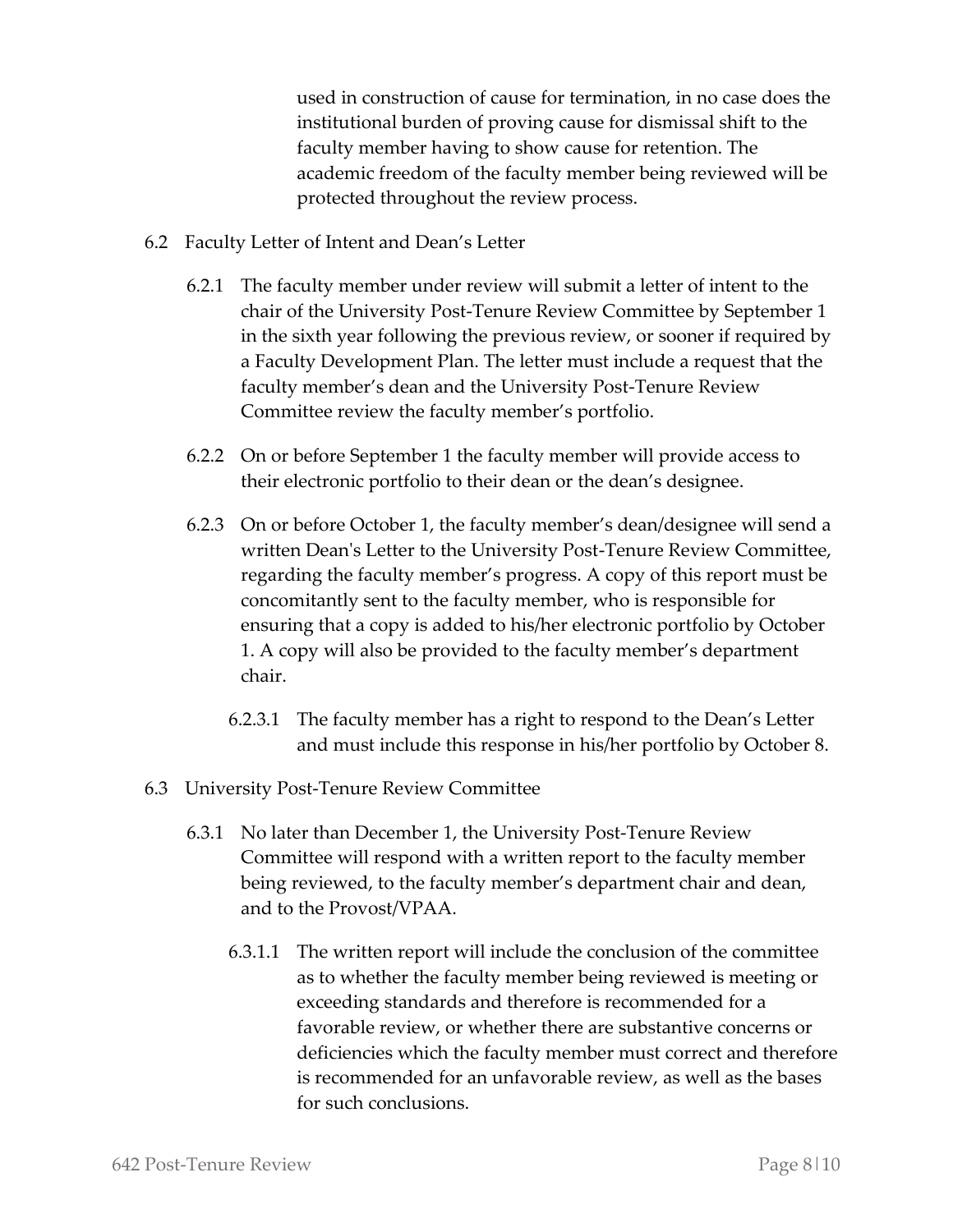used in construction of cause for termination, in no case does the institutional burden of proving cause for dismissal shift to the faculty member having to show cause for retention. The academic freedom of the faculty member being reviewed will be protected throughout the review process.

6.2 Faculty Letter of Intent and Dean's Letter

6.2.1 The faculty member under review will submit a letter of intent to the chair of the University Post-Tenure Review Committee by September 1 in the sixth year following the previous review, or sooner if required by a Faculty Development Plan. The letter must include a request that the faculty member's dean and the University Post-Tenure Review Committee review the faculty member's portfolio.

6.2.2 On or before September 1 the faculty member will provide access to their electronic portfolio to their dean or the dean's designee.

6.2.3 On or before October 1, the faculty member's dean/designee will send a written Dean's Letter to the University Post-Tenure Review Committee, regarding the faculty member's progress. A copy of this report must be concomitantly sent to the faculty member, who is responsible for ensuring that a copy is added to his/her electronic portfolio by October 1. A copy will also be provided to the faculty member's department chair.

6.2.3.1 The faculty member has a right to respond to the Dean's Letter and must include this response in his/her portfolio by October 8.

6.3 University Post-Tenure Review Committee

6.3.1 No later than December 1, the University Post-Tenure Review Committee will respond with a written report to the faculty member being reviewed, to the faculty member's department chair and dean, and to the Provost/VPAA.

6.3.1.1 The written report will include the conclusion of the committee as to whether the faculty member being reviewed is meeting or exceeding standards and therefore is recommended for a favorable review, or whether there are substantive concerns or deficiencies which the faculty member must correct and therefore is recommended for an unfavorable review, as well as the bases for such conclusions.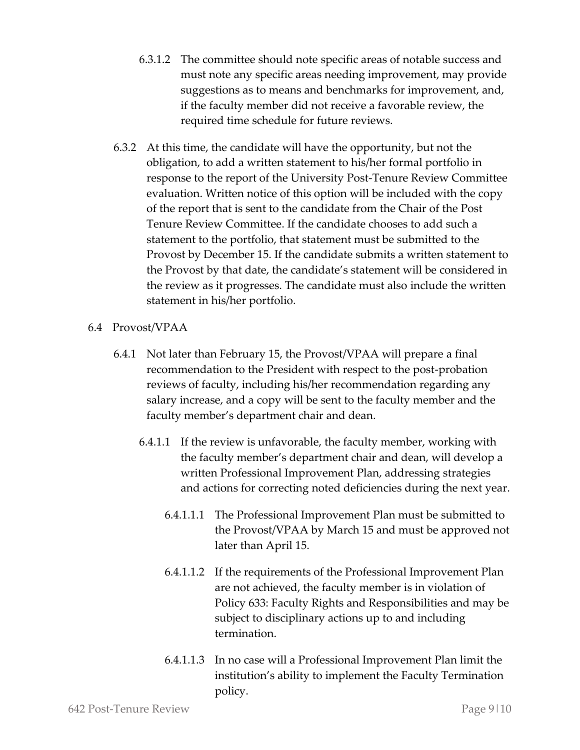6.3.1.2 The committee should note specific areas of notable success and must note any specific areas needing improvement, may provide suggestions as to means and benchmarks for improvement, and, if the faculty member did not receive a favorable review, the required time schedule for future reviews.

6.3.2 At this time, the candidate will have the opportunity, but not the obligation, to add a written statement to his/her formal portfolio in response to the report of the University Post-Tenure Review Committee evaluation. Written notice of this option will be included with the copy of the report that is sent to the candidate from the Chair of the Post Tenure Review Committee. If the candidate chooses to add such a statement to the portfolio, that statement must be submitted to the Provost by December 15. If the candidate submits a written statement to the Provost by that date, the candidate's statement will be considered in the review as it progresses. The candidate must also include the written statement in his/her portfolio.

6.4 Provost/VPAA

6.4.1 Not later than February 15, the Provost/VPAA will prepare a final recommendation to the President with respect to the post-probation reviews of faculty, including his/her recommendation regarding any salary increase, and a copy will be sent to the faculty member and the faculty member's department chair and dean.

6.4.1.1 If the review is unfavorable, the faculty member, working with the faculty member's department chair and dean, will develop a written Professional Improvement Plan, addressing strategies and actions for correcting noted deficiencies during the next year.

6.4.1.1.1 The Professional Improvement Plan must be submitted to the Provost/VPAA by March 15 and must be approved not later than April 15.

6.4.1.1.2 If the requirements of the Professional Improvement Plan are not achieved, the faculty member is in violation of Policy 633: Faculty Rights and Responsibilities and may be subject to disciplinary actions up to and including termination.

6.4.1.1.3 In no case will a Professional Improvement Plan limit the institution's ability to implement the Faculty Termination policy.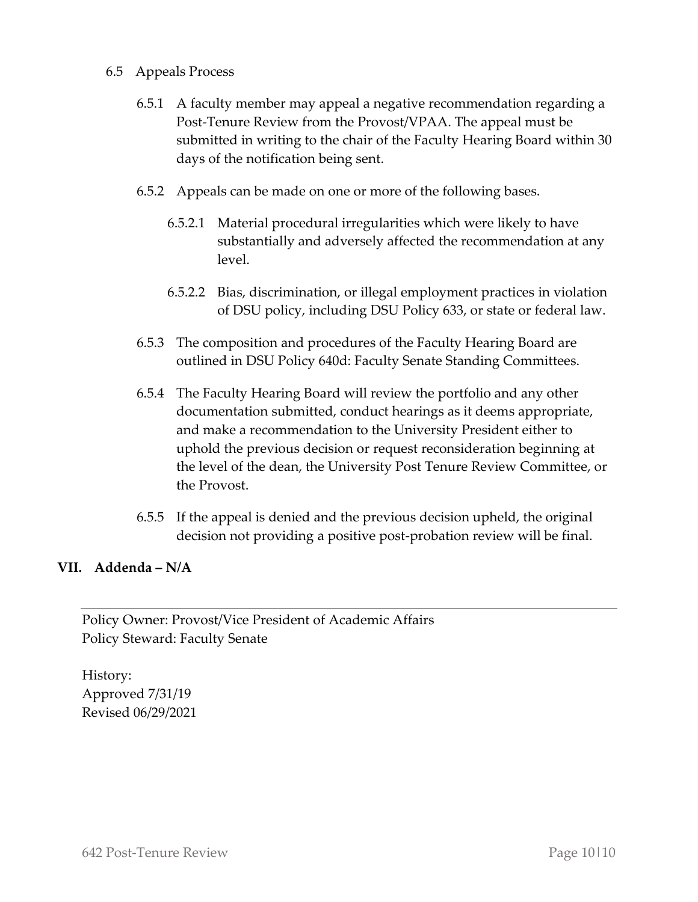6.5 Appeals Process

6.5.1 A faculty member may appeal a negative recommendation regarding a Post-Tenure Review from the Provost/VPAA. The appeal must be submitted in writing to the chair of the Faculty Hearing Board within 30 days of the notification being sent.

6.5.2 Appeals can be made on one or more of the following bases.

6.5.2.1 Material procedural irregularities which were likely to have substantially and adversely affected the recommendation at any level.

6.5.2.2 Bias, discrimination, or illegal employment practices in violation of DSU policy, including DSU Policy 633, or state or federal law.

6.5.3 The composition and procedures of the Faculty Hearing Board are outlined in DSU Policy 640d: Faculty Senate Standing Committees.

6.5.4 The Faculty Hearing Board will review the portfolio and any other documentation submitted, conduct hearings as it deems appropriate, and make a recommendation to the University President either to uphold the previous decision or request reconsideration beginning at the level of the dean, the University Post Tenure Review Committee, or the Provost.

6.5.5 If the appeal is denied and the previous decision upheld, the original decision not providing a positive post-probation review will be final.

## VII. Addenda – N/A

---

Policy Owner: Provost/Vice President of Academic Affairs
Policy Steward: Faculty Senate

History:
Approved 7/31/19
Revised 06/29/2021